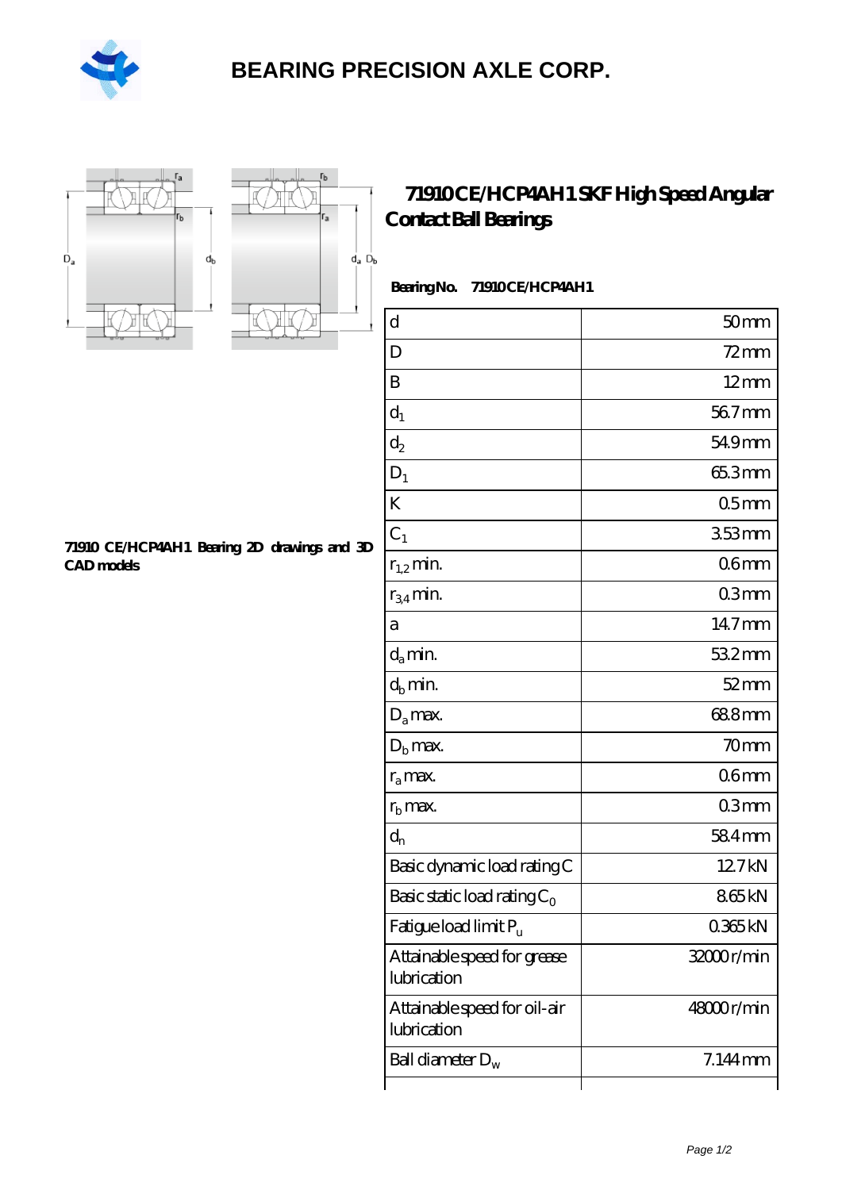# BEARING PRECISION AXLE CORP.

## 71910 CE/HCP4AH1 SKF High Speed Angular Contact Ball Bearings

**Bearing No. 71910 CE/HCP4AH1**

**71910 CE/HCP4AH1 Bearing 2D drawings and 3D CAD models**

| | |
|---|---|
| d | 50 mm |
| D | 72 mm |
| B | 12 mm |
| $d_1$ | 56.7 mm |
| $d_2$ | 54.9 mm |
| $D_1$ | 65.3 mm |
| K | 0.5 mm |
| $C_1$ | 3.53 mm |
| $r_{1,2}$ min. | 0.6 mm |
| $r_{3,4}$ min. | 0.3 mm |
| a | 14.7 mm |
| $d_a$ min. | 53.2 mm |
| $d_b$ min. | 52 mm |
| $D_a$ max. | 68.8 mm |
| $D_b$ max. | 70 mm |
| $r_a$ max. | 0.6 mm |
| $r_b$ max. | 0.3 mm |
| $d_n$ | 58.4 mm |
| Basic dynamic load rating C | 12.7 kN |
| Basic static load rating $C_0$ | 8.65 kN |
| Fatigue load limit $P_u$ | 0.365 kN |
| Attainable speed for grease lubrication | 32000 r/min |
| Attainable speed for oil-air lubrication | 48000 r/min |
| Ball diameter $D_w$ | 7.144 mm |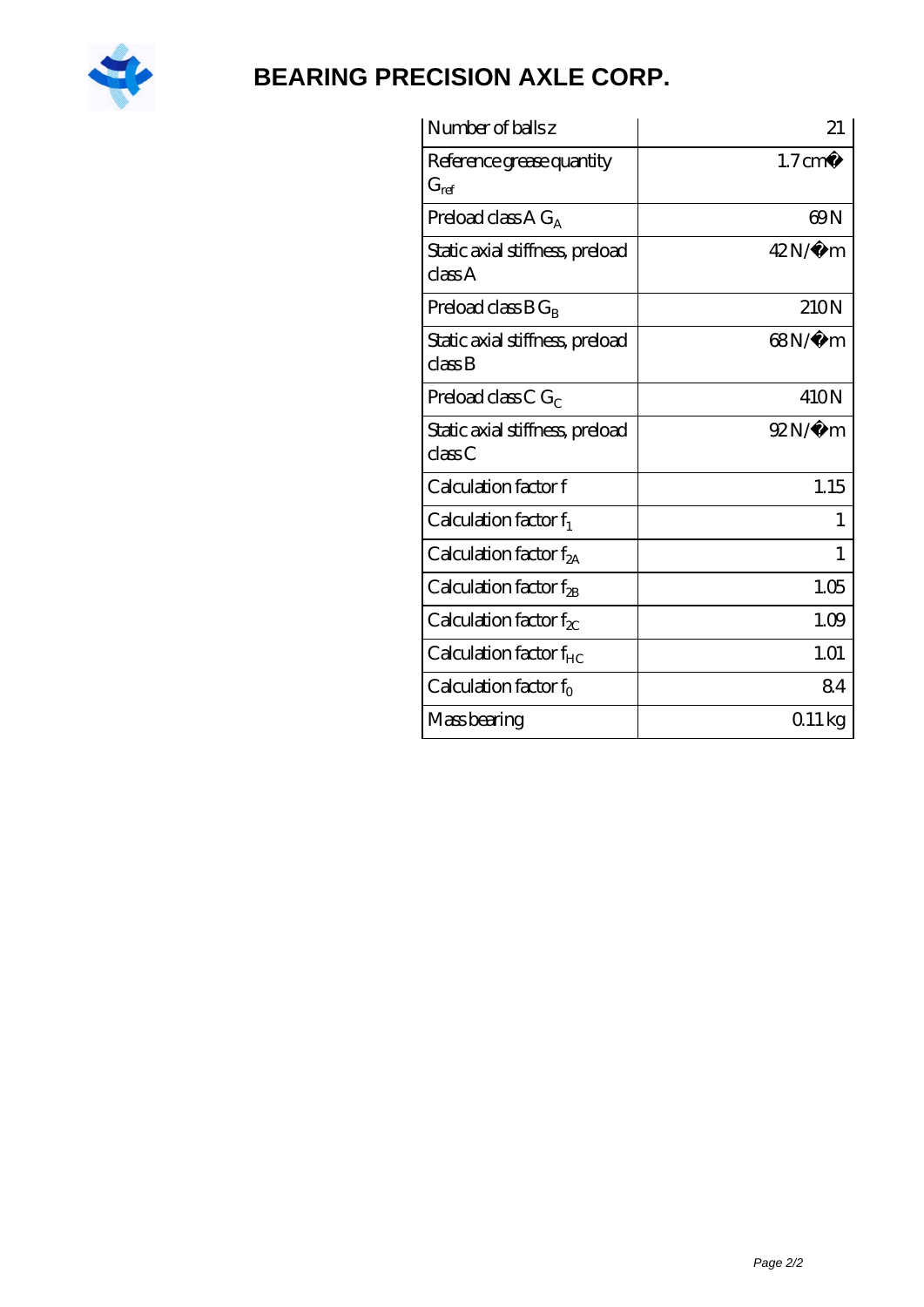# BEARING PRECISION AXLE CORP.

| | |
|---|---|
| Number of balls z | 21 |
| Reference grease quantity $G_{ref}$ | 1.7 cm� |
| Preload class A $G_A$ | 69 N |
| Static axial stiffness, preload class A | 42 N/�m |
| Preload class B $G_B$ | 210 N |
| Static axial stiffness, preload class B | 68 N/�m |
| Preload class C $G_C$ | 410 N |
| Static axial stiffness, preload class C | 92 N/�m |
| Calculation factor f | 1.15 |
| Calculation factor $f_1$ | 1 |
| Calculation factor $f_{2A}$ | 1 |
| Calculation factor $f_{2B}$ | 1.05 |
| Calculation factor $f_{2C}$ | 1.09 |
| Calculation factor $f_{HC}$ | 1.01 |
| Calculation factor $f_0$ | 8.4 |
| Mass bearing | 0.11 kg |